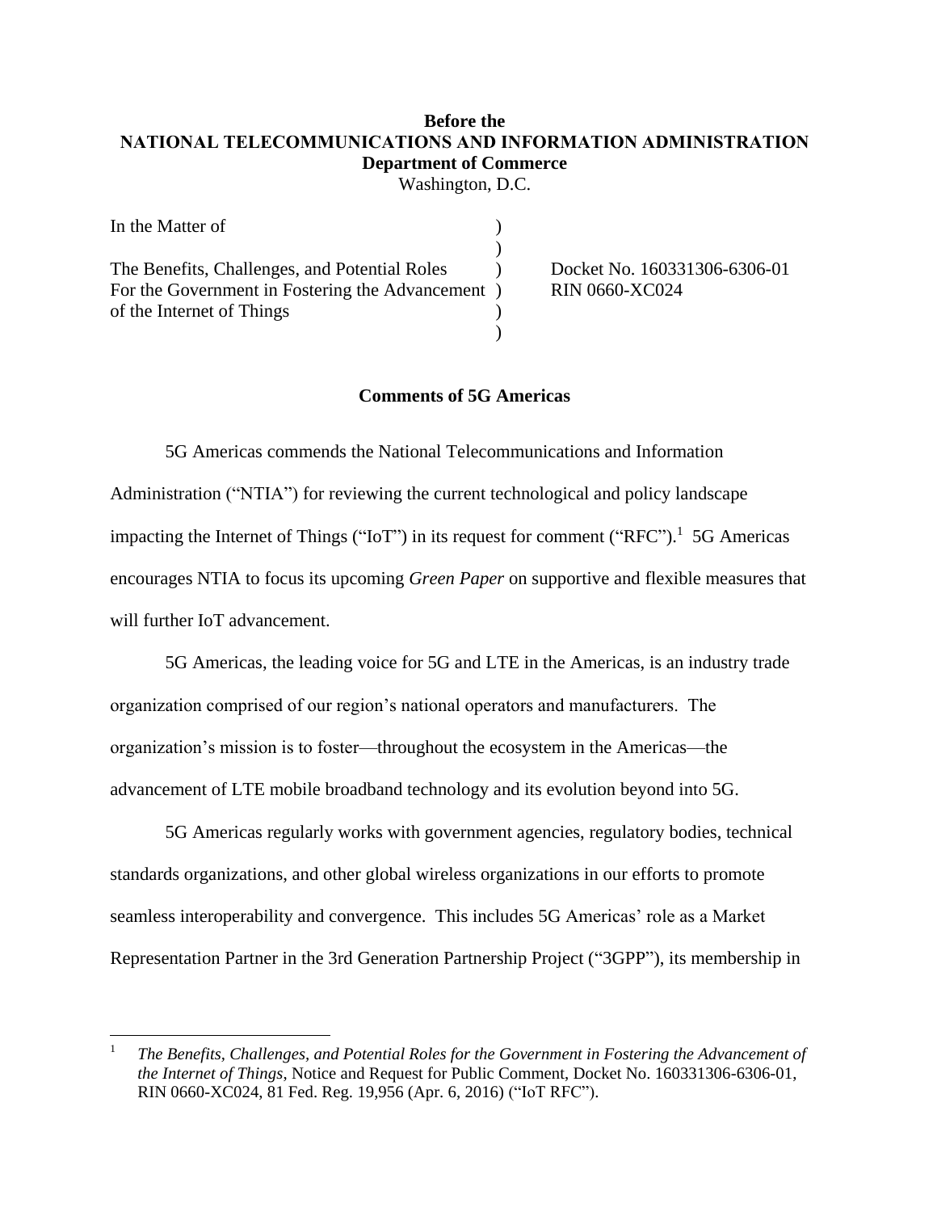**Before the**
**NATIONAL TELECOMMUNICATIONS AND INFORMATION ADMINISTRATION**
**Department of Commerce**
Washington, D.C.

| | | |
|---|---|---|
| In the Matter of | ) | |
| | ) | |
| The Benefits, Challenges, and Potential Roles | ) | Docket No. 160331306-6306-01 |
| For the Government in Fostering the Advancement | ) | RIN 0660-XC024 |
| of the Internet of Things | ) | |
| | ) | |

**Comments of 5G Americas**

5G Americas commends the National Telecommunications and Information Administration ("NTIA") for reviewing the current technological and policy landscape impacting the Internet of Things ("IoT") in its request for comment ("RFC").[1] 5G Americas encourages NTIA to focus its upcoming *Green Paper* on supportive and flexible measures that will further IoT advancement.

5G Americas, the leading voice for 5G and LTE in the Americas, is an industry trade organization comprised of our region's national operators and manufacturers. The organization's mission is to foster—throughout the ecosystem in the Americas—the advancement of LTE mobile broadband technology and its evolution beyond into 5G.

5G Americas regularly works with government agencies, regulatory bodies, technical standards organizations, and other global wireless organizations in our efforts to promote seamless interoperability and convergence. This includes 5G Americas' role as a Market Representation Partner in the 3rd Generation Partnership Project ("3GPP"), its membership in

[1] *The Benefits, Challenges, and Potential Roles for the Government in Fostering the Advancement of the Internet of Things*, Notice and Request for Public Comment, Docket No. 160331306-6306-01, RIN 0660-XC024, 81 Fed. Reg. 19,956 (Apr. 6, 2016) ("IoT RFC").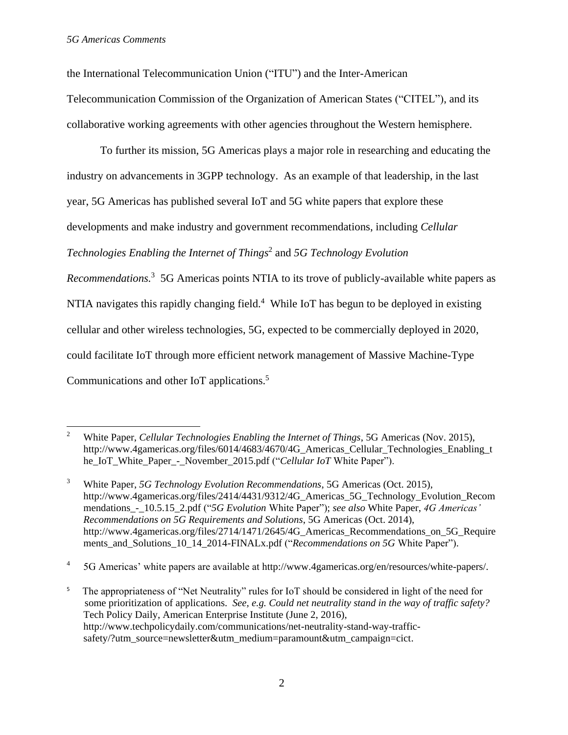the International Telecommunication Union ("ITU") and the Inter-American Telecommunication Commission of the Organization of American States ("CITEL"), and its collaborative working agreements with other agencies throughout the Western hemisphere.

To further its mission, 5G Americas plays a major role in researching and educating the industry on advancements in 3GPP technology. As an example of that leadership, in the last year, 5G Americas has published several IoT and 5G white papers that explore these developments and make industry and government recommendations, including *Cellular Technologies Enabling the Internet of Things*[2] and *5G Technology Evolution Recommendations.*[3] 5G Americas points NTIA to its trove of publicly-available white papers as NTIA navigates this rapidly changing field.[4] While IoT has begun to be deployed in existing cellular and other wireless technologies, 5G, expected to be commercially deployed in 2020, could facilitate IoT through more efficient network management of Massive Machine-Type Communications and other IoT applications.[5]

---

[2] White Paper, *Cellular Technologies Enabling the Internet of Things*, 5G Americas (Nov. 2015), http://www.4gamericas.org/files/6014/4683/4670/4G_Americas_Cellular_Technologies_Enabling_the_IoT_White_Paper_-_November_2015.pdf ("*Cellular IoT* White Paper").

[3] White Paper, *5G Technology Evolution Recommendations*, 5G Americas (Oct. 2015), http://www.4gamericas.org/files/2414/4431/9312/4G_Americas_5G_Technology_Evolution_Recommendations_-_10.5.15_2.pdf ("*5G Evolution* White Paper"); *see also* White Paper, *4G Americas' Recommendations on 5G Requirements and Solutions*, 5G Americas (Oct. 2014), http://www.4gamericas.org/files/2714/1471/2645/4G_Americas_Recommendations_on_5G_Requirements_and_Solutions_10_14_2014-FINALx.pdf ("*Recommendations on 5G* White Paper").

[4] 5G Americas' white papers are available at http://www.4gamericas.org/en/resources/white-papers/.

[5] The appropriateness of "Net Neutrality" rules for IoT should be considered in light of the need for some prioritization of applications. *See, e.g. Could net neutrality stand in the way of traffic safety?* Tech Policy Daily, American Enterprise Institute (June 2, 2016), http://www.techpolicydaily.com/communications/net-neutrality-stand-way-traffic-safety/?utm_source=newsletter&utm_medium=paramount&utm_campaign=cict.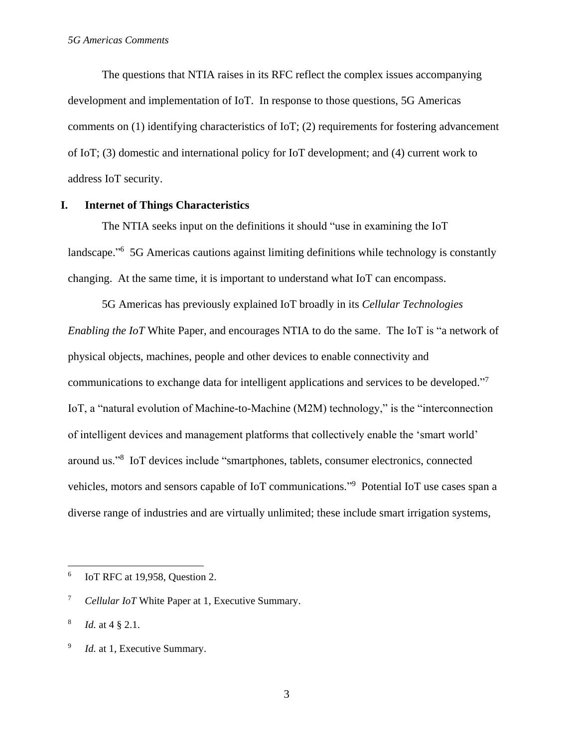The questions that NTIA raises in its RFC reflect the complex issues accompanying development and implementation of IoT. In response to those questions, 5G Americas comments on (1) identifying characteristics of IoT; (2) requirements for fostering advancement of IoT; (3) domestic and international policy for IoT development; and (4) current work to address IoT security.

## I. Internet of Things Characteristics

The NTIA seeks input on the definitions it should "use in examining the IoT landscape."[6] 5G Americas cautions against limiting definitions while technology is constantly changing. At the same time, it is important to understand what IoT can encompass.

5G Americas has previously explained IoT broadly in its *Cellular Technologies Enabling the IoT* White Paper, and encourages NTIA to do the same. The IoT is "a network of physical objects, machines, people and other devices to enable connectivity and communications to exchange data for intelligent applications and services to be developed."[7] IoT, a "natural evolution of Machine-to-Machine (M2M) technology," is the "interconnection of intelligent devices and management platforms that collectively enable the 'smart world' around us."[8] IoT devices include "smartphones, tablets, consumer electronics, connected vehicles, motors and sensors capable of IoT communications."[9] Potential IoT use cases span a diverse range of industries and are virtually unlimited; these include smart irrigation systems,

---

[6] IoT RFC at 19,958, Question 2.

[7] *Cellular IoT* White Paper at 1, Executive Summary.

[8] *Id.* at 4 § 2.1.

[9] *Id.* at 1, Executive Summary.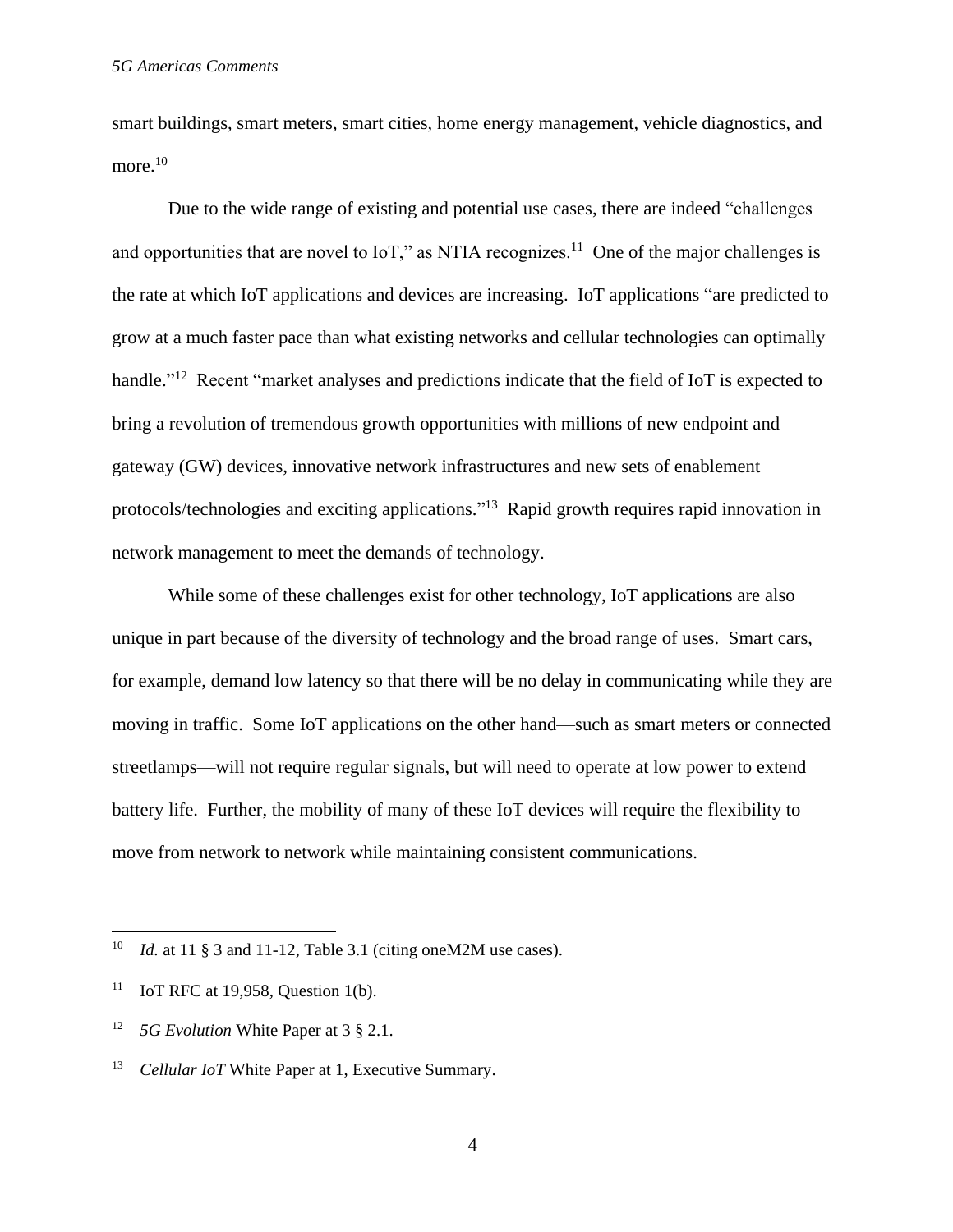smart buildings, smart meters, smart cities, home energy management, vehicle diagnostics, and more.[10]

Due to the wide range of existing and potential use cases, there are indeed "challenges and opportunities that are novel to IoT," as NTIA recognizes.[11] One of the major challenges is the rate at which IoT applications and devices are increasing. IoT applications "are predicted to grow at a much faster pace than what existing networks and cellular technologies can optimally handle."[12] Recent "market analyses and predictions indicate that the field of IoT is expected to bring a revolution of tremendous growth opportunities with millions of new endpoint and gateway (GW) devices, innovative network infrastructures and new sets of enablement protocols/technologies and exciting applications."[13] Rapid growth requires rapid innovation in network management to meet the demands of technology.

While some of these challenges exist for other technology, IoT applications are also unique in part because of the diversity of technology and the broad range of uses. Smart cars, for example, demand low latency so that there will be no delay in communicating while they are moving in traffic. Some IoT applications on the other hand—such as smart meters or connected streetlamps—will not require regular signals, but will need to operate at low power to extend battery life. Further, the mobility of many of these IoT devices will require the flexibility to move from network to network while maintaining consistent communications.

---

[10] *Id.* at 11 § 3 and 11-12, Table 3.1 (citing oneM2M use cases).

[11] IoT RFC at 19,958, Question 1(b).

[12] *5G Evolution* White Paper at 3 § 2.1.

[13] *Cellular IoT* White Paper at 1, Executive Summary.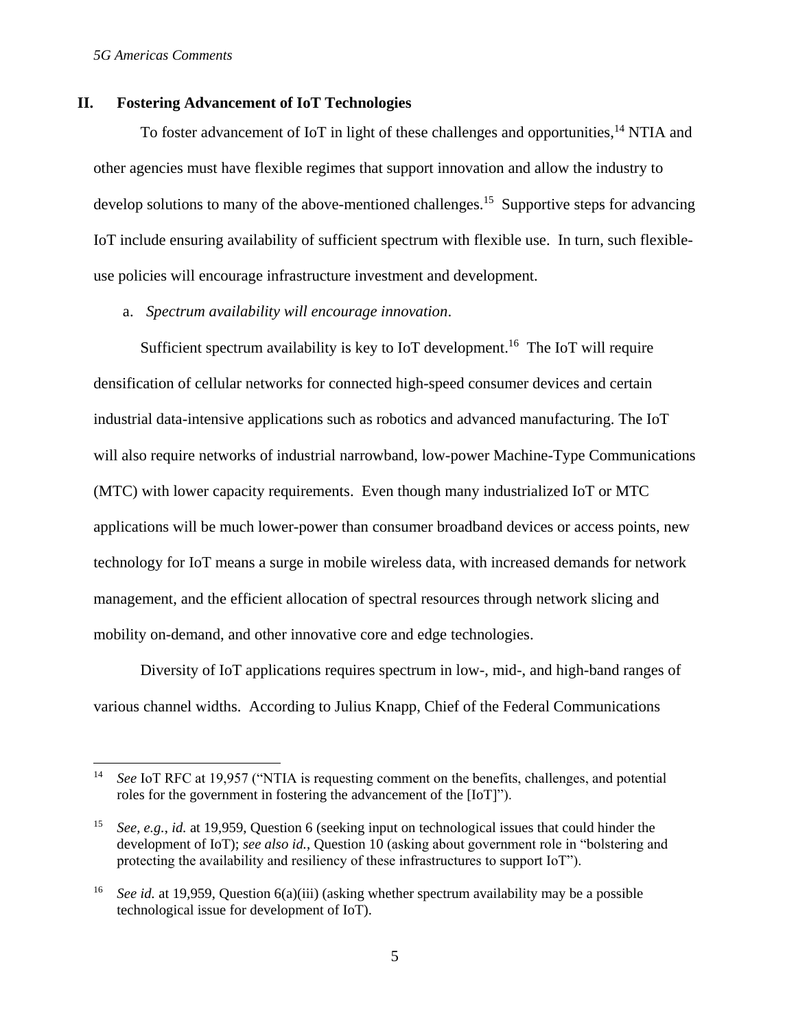## II. Fostering Advancement of IoT Technologies

To foster advancement of IoT in light of these challenges and opportunities,[14] NTIA and other agencies must have flexible regimes that support innovation and allow the industry to develop solutions to many of the above-mentioned challenges.[15] Supportive steps for advancing IoT include ensuring availability of sufficient spectrum with flexible use. In turn, such flexible-use policies will encourage infrastructure investment and development.

a. *Spectrum availability will encourage innovation*.

Sufficient spectrum availability is key to IoT development.[16] The IoT will require densification of cellular networks for connected high-speed consumer devices and certain industrial data-intensive applications such as robotics and advanced manufacturing. The IoT will also require networks of industrial narrowband, low-power Machine-Type Communications (MTC) with lower capacity requirements. Even though many industrialized IoT or MTC applications will be much lower-power than consumer broadband devices or access points, new technology for IoT means a surge in mobile wireless data, with increased demands for network management, and the efficient allocation of spectral resources through network slicing and mobility on-demand, and other innovative core and edge technologies.

Diversity of IoT applications requires spectrum in low-, mid-, and high-band ranges of various channel widths. According to Julius Knapp, Chief of the Federal Communications

---

[14] *See* IoT RFC at 19,957 ("NTIA is requesting comment on the benefits, challenges, and potential roles for the government in fostering the advancement of the [IoT]").

[15] *See, e.g.*, *id.* at 19,959, Question 6 (seeking input on technological issues that could hinder the development of IoT); *see also id.*, Question 10 (asking about government role in "bolstering and protecting the availability and resiliency of these infrastructures to support IoT").

[16] *See id.* at 19,959, Question 6(a)(iii) (asking whether spectrum availability may be a possible technological issue for development of IoT).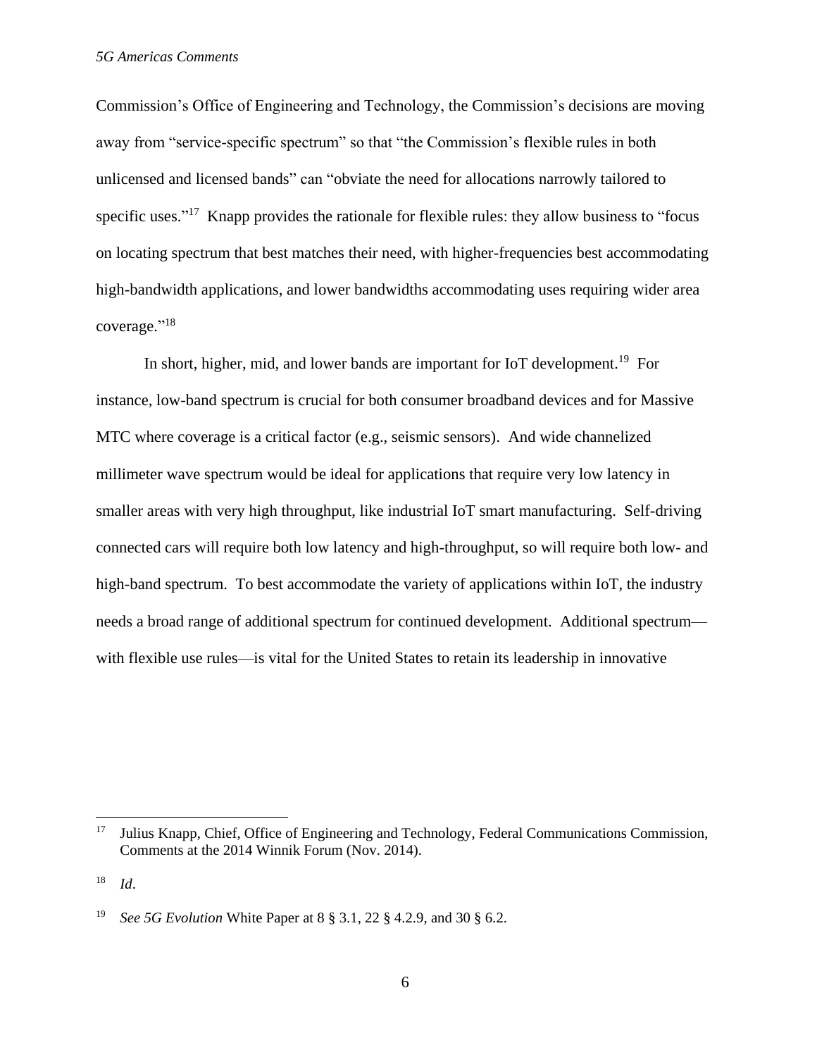Commission's Office of Engineering and Technology, the Commission's decisions are moving away from "service-specific spectrum" so that "the Commission's flexible rules in both unlicensed and licensed bands" can "obviate the need for allocations narrowly tailored to specific uses."[17] Knapp provides the rationale for flexible rules: they allow business to "focus on locating spectrum that best matches their need, with higher-frequencies best accommodating high-bandwidth applications, and lower bandwidths accommodating uses requiring wider area coverage."[18]

In short, higher, mid, and lower bands are important for IoT development.[19] For instance, low-band spectrum is crucial for both consumer broadband devices and for Massive MTC where coverage is a critical factor (e.g., seismic sensors). And wide channelized millimeter wave spectrum would be ideal for applications that require very low latency in smaller areas with very high throughput, like industrial IoT smart manufacturing. Self-driving connected cars will require both low latency and high-throughput, so will require both low- and high-band spectrum. To best accommodate the variety of applications within IoT, the industry needs a broad range of additional spectrum for continued development. Additional spectrum—with flexible use rules—is vital for the United States to retain its leadership in innovative

---

[17] Julius Knapp, Chief, Office of Engineering and Technology, Federal Communications Commission, Comments at the 2014 Winnik Forum (Nov. 2014).

[18] *Id*.

[19] *See 5G Evolution* White Paper at 8 § 3.1, 22 § 4.2.9, and 30 § 6.2.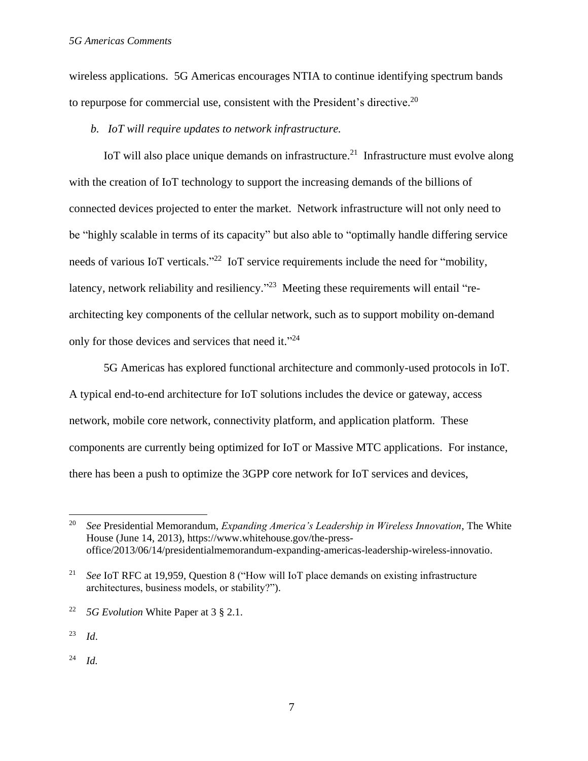wireless applications. 5G Americas encourages NTIA to continue identifying spectrum bands to repurpose for commercial use, consistent with the President's directive.[20]

*b. IoT will require updates to network infrastructure.*

IoT will also place unique demands on infrastructure.[21] Infrastructure must evolve along with the creation of IoT technology to support the increasing demands of the billions of connected devices projected to enter the market. Network infrastructure will not only need to be "highly scalable in terms of its capacity" but also able to "optimally handle differing service needs of various IoT verticals."[22] IoT service requirements include the need for "mobility, latency, network reliability and resiliency."[23] Meeting these requirements will entail "re-architecting key components of the cellular network, such as to support mobility on-demand only for those devices and services that need it."[24]

5G Americas has explored functional architecture and commonly-used protocols in IoT. A typical end-to-end architecture for IoT solutions includes the device or gateway, access network, mobile core network, connectivity platform, and application platform. These components are currently being optimized for IoT or Massive MTC applications. For instance, there has been a push to optimize the 3GPP core network for IoT services and devices,

---

[20] *See* Presidential Memorandum, *Expanding America's Leadership in Wireless Innovation*, The White House (June 14, 2013), https://www.whitehouse.gov/the-press-office/2013/06/14/presidentialmemorandum-expanding-americas-leadership-wireless-innovatio.

[21] *See* IoT RFC at 19,959, Question 8 ("How will IoT place demands on existing infrastructure architectures, business models, or stability?").

[22] *5G Evolution* White Paper at 3 § 2.1.

[23] *Id*.

[24] *Id.*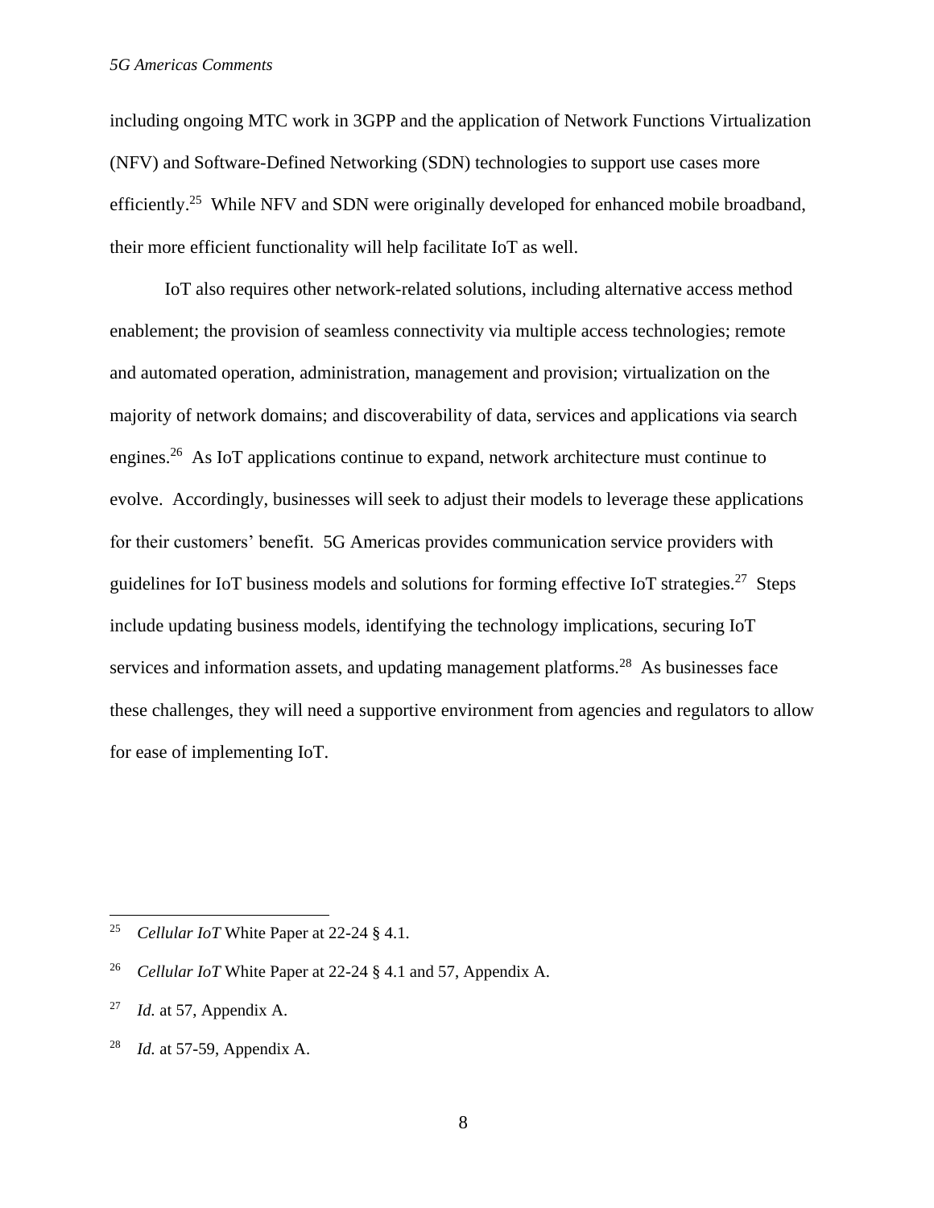including ongoing MTC work in 3GPP and the application of Network Functions Virtualization (NFV) and Software-Defined Networking (SDN) technologies to support use cases more efficiently.[25] While NFV and SDN were originally developed for enhanced mobile broadband, their more efficient functionality will help facilitate IoT as well.

IoT also requires other network-related solutions, including alternative access method enablement; the provision of seamless connectivity via multiple access technologies; remote and automated operation, administration, management and provision; virtualization on the majority of network domains; and discoverability of data, services and applications via search engines.[26] As IoT applications continue to expand, network architecture must continue to evolve. Accordingly, businesses will seek to adjust their models to leverage these applications for their customers' benefit. 5G Americas provides communication service providers with guidelines for IoT business models and solutions for forming effective IoT strategies.[27] Steps include updating business models, identifying the technology implications, securing IoT services and information assets, and updating management platforms.[28] As businesses face these challenges, they will need a supportive environment from agencies and regulators to allow for ease of implementing IoT.

---

[25] *Cellular IoT* White Paper at 22-24 § 4.1.

[26] *Cellular IoT* White Paper at 22-24 § 4.1 and 57, Appendix A.

[27] *Id.* at 57, Appendix A.

[28] *Id.* at 57-59, Appendix A.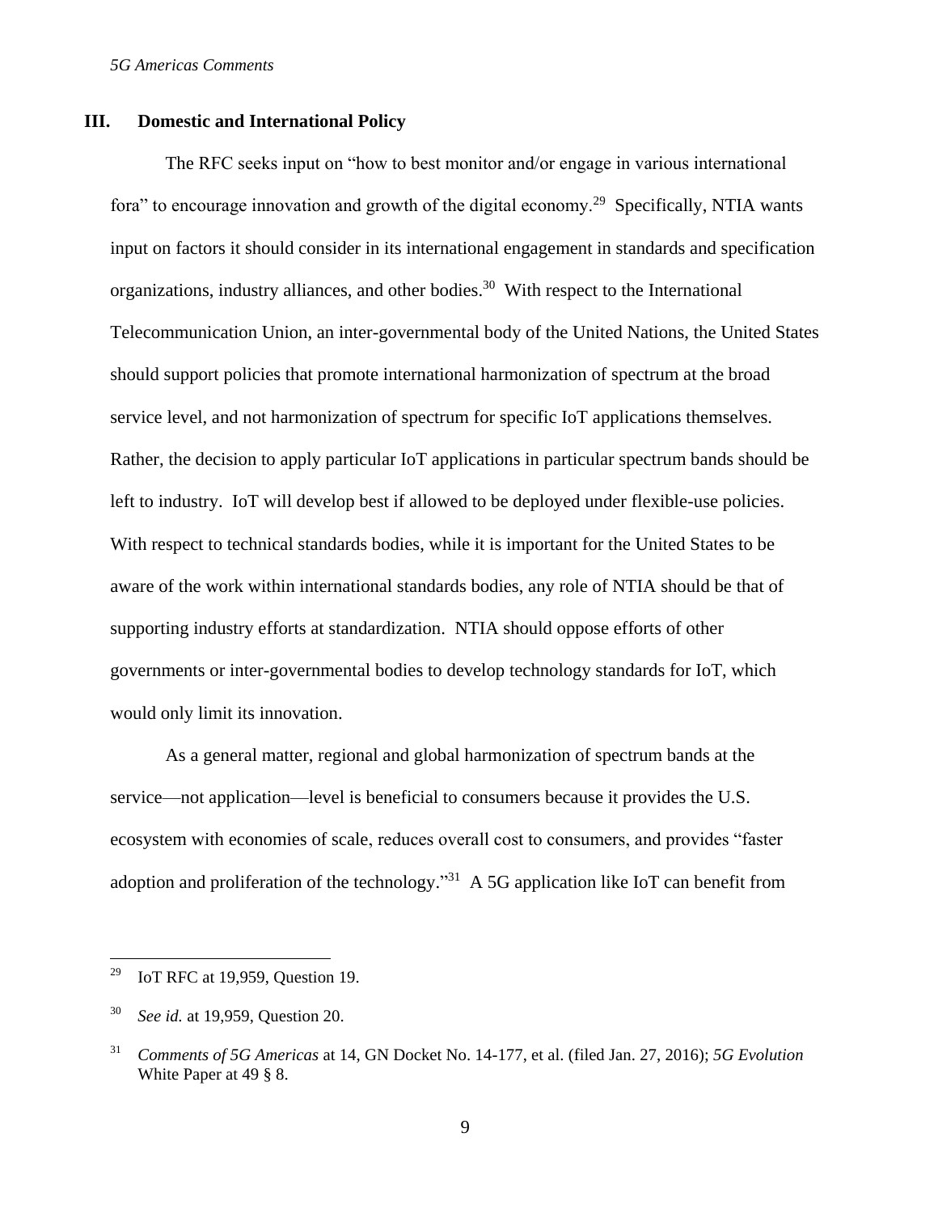## III. Domestic and International Policy

The RFC seeks input on "how to best monitor and/or engage in various international fora" to encourage innovation and growth of the digital economy.[29] Specifically, NTIA wants input on factors it should consider in its international engagement in standards and specification organizations, industry alliances, and other bodies.[30] With respect to the International Telecommunication Union, an inter-governmental body of the United Nations, the United States should support policies that promote international harmonization of spectrum at the broad service level, and not harmonization of spectrum for specific IoT applications themselves. Rather, the decision to apply particular IoT applications in particular spectrum bands should be left to industry. IoT will develop best if allowed to be deployed under flexible-use policies. With respect to technical standards bodies, while it is important for the United States to be aware of the work within international standards bodies, any role of NTIA should be that of supporting industry efforts at standardization. NTIA should oppose efforts of other governments or inter-governmental bodies to develop technology standards for IoT, which would only limit its innovation.

As a general matter, regional and global harmonization of spectrum bands at the service—not application—level is beneficial to consumers because it provides the U.S. ecosystem with economies of scale, reduces overall cost to consumers, and provides "faster adoption and proliferation of the technology."[31] A 5G application like IoT can benefit from

---

[29] IoT RFC at 19,959, Question 19.

[30] *See id.* at 19,959, Question 20.

[31] *Comments of 5G Americas* at 14, GN Docket No. 14-177, et al. (filed Jan. 27, 2016); *5G Evolution* White Paper at 49 § 8.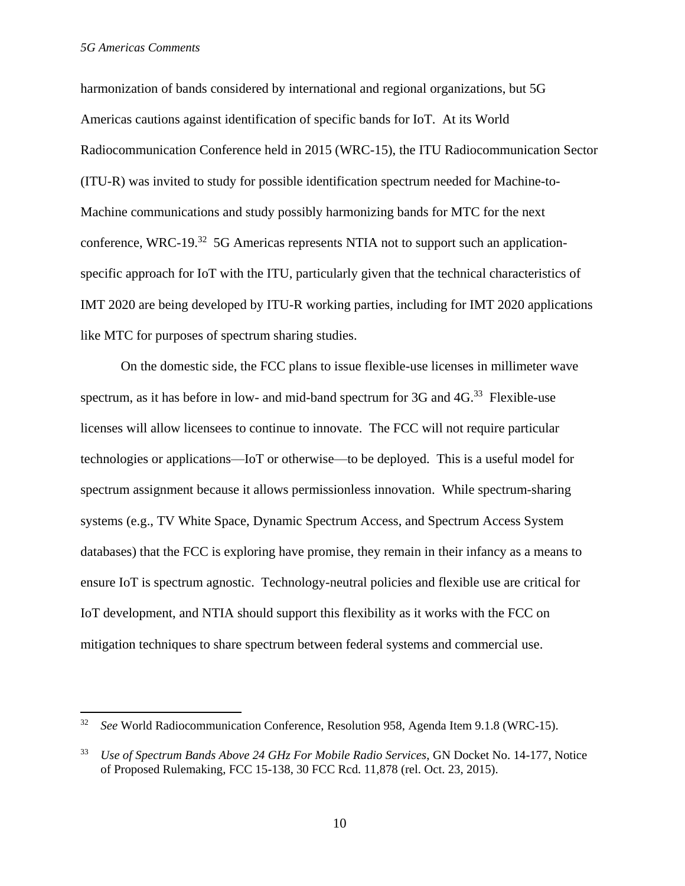harmonization of bands considered by international and regional organizations, but 5G Americas cautions against identification of specific bands for IoT. At its World Radiocommunication Conference held in 2015 (WRC-15), the ITU Radiocommunication Sector (ITU-R) was invited to study for possible identification spectrum needed for Machine-to-Machine communications and study possibly harmonizing bands for MTC for the next conference, WRC-19.[32] 5G Americas represents NTIA not to support such an application-specific approach for IoT with the ITU, particularly given that the technical characteristics of IMT 2020 are being developed by ITU-R working parties, including for IMT 2020 applications like MTC for purposes of spectrum sharing studies.

On the domestic side, the FCC plans to issue flexible-use licenses in millimeter wave spectrum, as it has before in low- and mid-band spectrum for 3G and 4G.[33] Flexible-use licenses will allow licensees to continue to innovate. The FCC will not require particular technologies or applications—IoT or otherwise—to be deployed. This is a useful model for spectrum assignment because it allows permissionless innovation. While spectrum-sharing systems (e.g., TV White Space, Dynamic Spectrum Access, and Spectrum Access System databases) that the FCC is exploring have promise, they remain in their infancy as a means to ensure IoT is spectrum agnostic. Technology-neutral policies and flexible use are critical for IoT development, and NTIA should support this flexibility as it works with the FCC on mitigation techniques to share spectrum between federal systems and commercial use.

---

[32] *See* World Radiocommunication Conference, Resolution 958, Agenda Item 9.1.8 (WRC-15).

[33] *Use of Spectrum Bands Above 24 GHz For Mobile Radio Services*, GN Docket No. 14-177, Notice of Proposed Rulemaking, FCC 15-138, 30 FCC Rcd. 11,878 (rel. Oct. 23, 2015).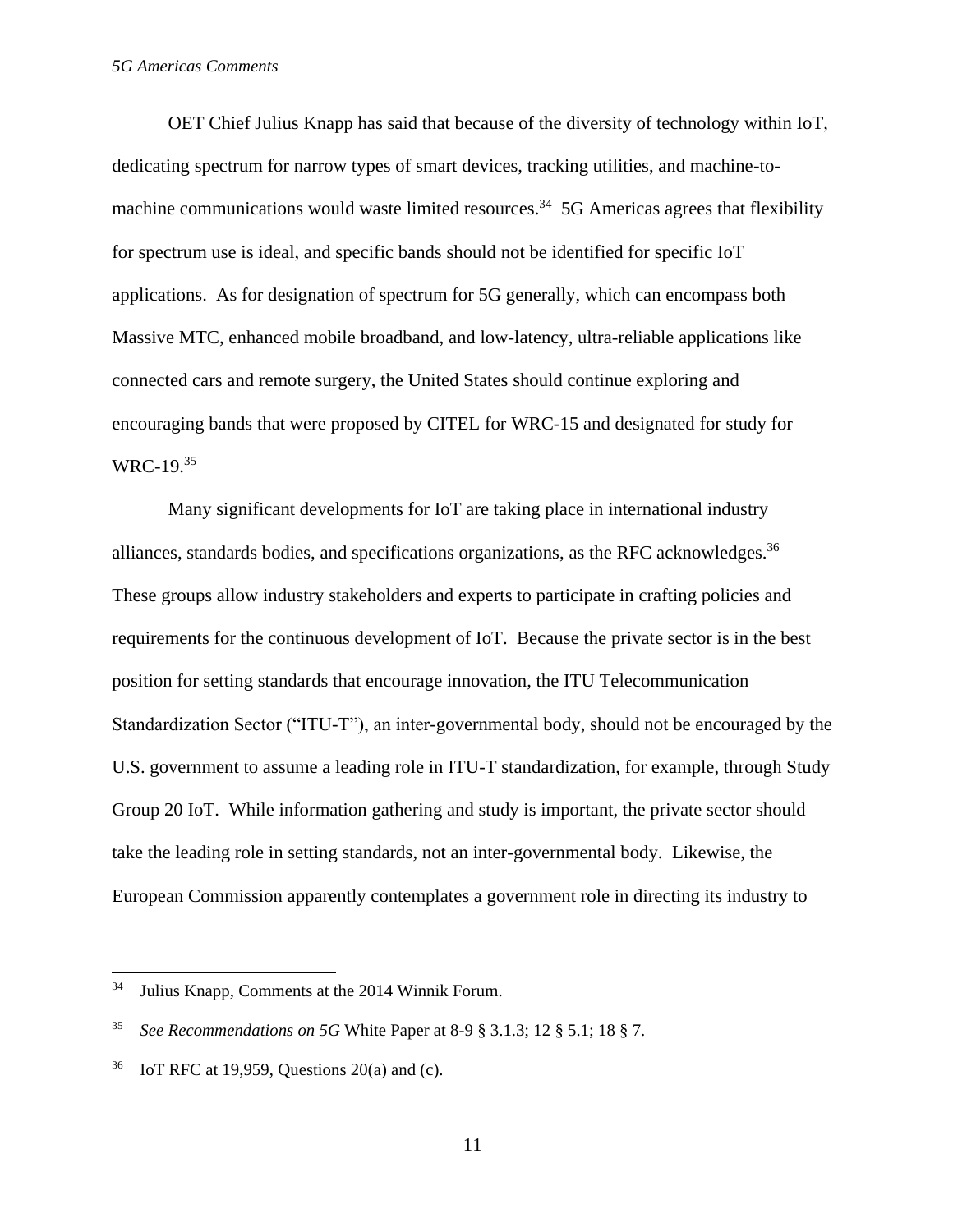OET Chief Julius Knapp has said that because of the diversity of technology within IoT, dedicating spectrum for narrow types of smart devices, tracking utilities, and machine-to-machine communications would waste limited resources.[34] 5G Americas agrees that flexibility for spectrum use is ideal, and specific bands should not be identified for specific IoT applications. As for designation of spectrum for 5G generally, which can encompass both Massive MTC, enhanced mobile broadband, and low-latency, ultra-reliable applications like connected cars and remote surgery, the United States should continue exploring and encouraging bands that were proposed by CITEL for WRC-15 and designated for study for WRC-19.[35]

Many significant developments for IoT are taking place in international industry alliances, standards bodies, and specifications organizations, as the RFC acknowledges.[36] These groups allow industry stakeholders and experts to participate in crafting policies and requirements for the continuous development of IoT. Because the private sector is in the best position for setting standards that encourage innovation, the ITU Telecommunication Standardization Sector ("ITU-T"), an inter-governmental body, should not be encouraged by the U.S. government to assume a leading role in ITU-T standardization, for example, through Study Group 20 IoT. While information gathering and study is important, the private sector should take the leading role in setting standards, not an inter-governmental body. Likewise, the European Commission apparently contemplates a government role in directing its industry to

---

[34] Julius Knapp, Comments at the 2014 Winnik Forum.

[35] *See Recommendations on 5G* White Paper at 8-9 § 3.1.3; 12 § 5.1; 18 § 7.

[36] IoT RFC at 19,959, Questions 20(a) and (c).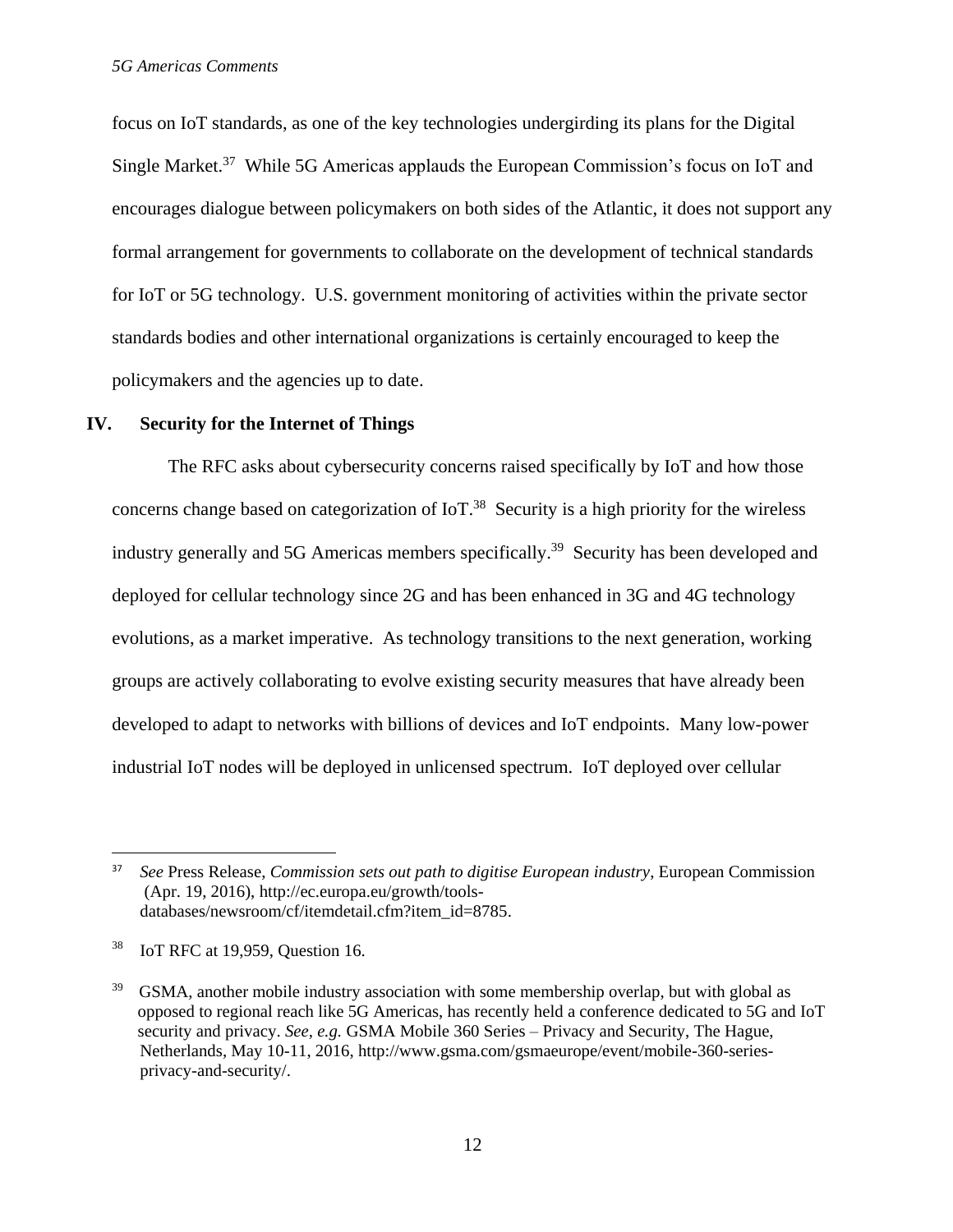focus on IoT standards, as one of the key technologies undergirding its plans for the Digital Single Market.[37] While 5G Americas applauds the European Commission's focus on IoT and encourages dialogue between policymakers on both sides of the Atlantic, it does not support any formal arrangement for governments to collaborate on the development of technical standards for IoT or 5G technology. U.S. government monitoring of activities within the private sector standards bodies and other international organizations is certainly encouraged to keep the policymakers and the agencies up to date.

## IV. Security for the Internet of Things

The RFC asks about cybersecurity concerns raised specifically by IoT and how those concerns change based on categorization of IoT.[38] Security is a high priority for the wireless industry generally and 5G Americas members specifically.[39] Security has been developed and deployed for cellular technology since 2G and has been enhanced in 3G and 4G technology evolutions, as a market imperative. As technology transitions to the next generation, working groups are actively collaborating to evolve existing security measures that have already been developed to adapt to networks with billions of devices and IoT endpoints. Many low-power industrial IoT nodes will be deployed in unlicensed spectrum. IoT deployed over cellular

---

[37] *See* Press Release, *Commission sets out path to digitise European industry*, European Commission (Apr. 19, 2016), http://ec.europa.eu/growth/tools-databases/newsroom/cf/itemdetail.cfm?item_id=8785.

[38] IoT RFC at 19,959, Question 16.

[39] GSMA, another mobile industry association with some membership overlap, but with global as opposed to regional reach like 5G Americas, has recently held a conference dedicated to 5G and IoT security and privacy. *See, e.g.* GSMA Mobile 360 Series – Privacy and Security, The Hague, Netherlands, May 10-11, 2016, http://www.gsma.com/gsmaeurope/event/mobile-360-series-privacy-and-security/.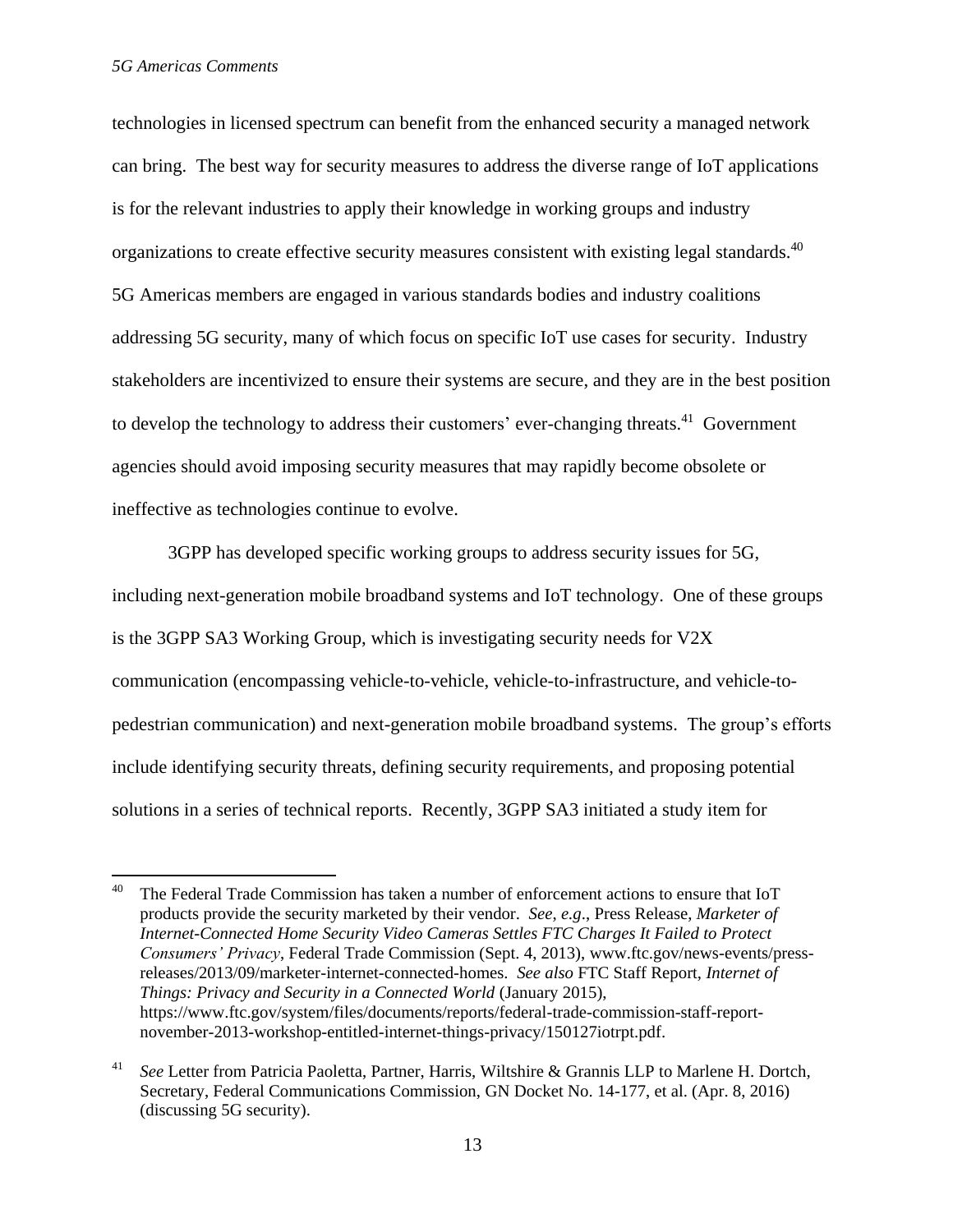technologies in licensed spectrum can benefit from the enhanced security a managed network can bring. The best way for security measures to address the diverse range of IoT applications is for the relevant industries to apply their knowledge in working groups and industry organizations to create effective security measures consistent with existing legal standards.[40] 5G Americas members are engaged in various standards bodies and industry coalitions addressing 5G security, many of which focus on specific IoT use cases for security. Industry stakeholders are incentivized to ensure their systems are secure, and they are in the best position to develop the technology to address their customers' ever-changing threats.[41] Government agencies should avoid imposing security measures that may rapidly become obsolete or ineffective as technologies continue to evolve.

3GPP has developed specific working groups to address security issues for 5G, including next-generation mobile broadband systems and IoT technology. One of these groups is the 3GPP SA3 Working Group, which is investigating security needs for V2X communication (encompassing vehicle-to-vehicle, vehicle-to-infrastructure, and vehicle-to-pedestrian communication) and next-generation mobile broadband systems. The group's efforts include identifying security threats, defining security requirements, and proposing potential solutions in a series of technical reports. Recently, 3GPP SA3 initiated a study item for

---

[40] The Federal Trade Commission has taken a number of enforcement actions to ensure that IoT products provide the security marketed by their vendor. *See, e.g.*, Press Release, *Marketer of Internet-Connected Home Security Video Cameras Settles FTC Charges It Failed to Protect Consumers' Privacy*, Federal Trade Commission (Sept. 4, 2013), www.ftc.gov/news-events/press-releases/2013/09/marketer-internet-connected-homes. *See also* FTC Staff Report, *Internet of Things: Privacy and Security in a Connected World* (January 2015), https://www.ftc.gov/system/files/documents/reports/federal-trade-commission-staff-report-november-2013-workshop-entitled-internet-things-privacy/150127iotrpt.pdf.

[41] *See* Letter from Patricia Paoletta, Partner, Harris, Wiltshire & Grannis LLP to Marlene H. Dortch, Secretary, Federal Communications Commission, GN Docket No. 14-177, et al. (Apr. 8, 2016) (discussing 5G security).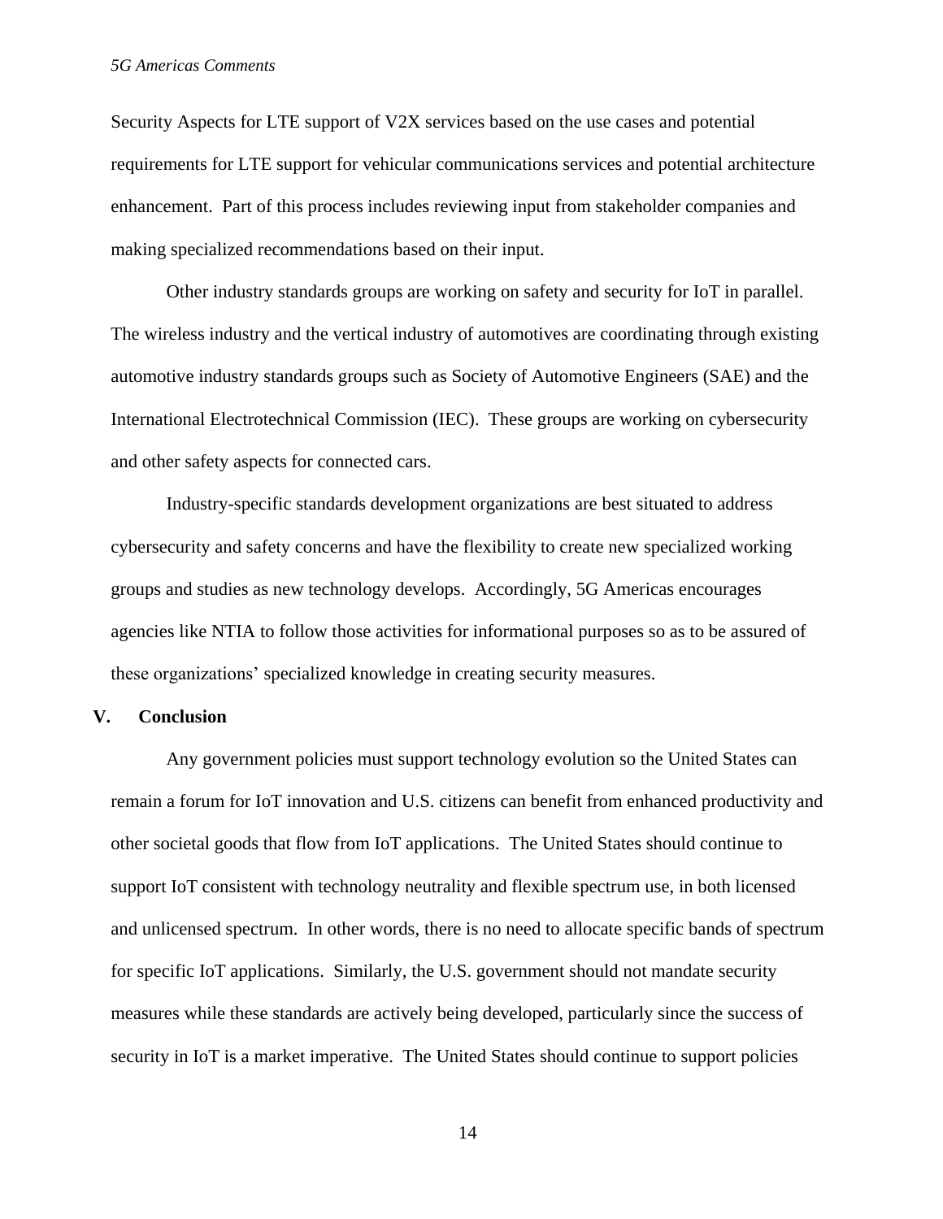Security Aspects for LTE support of V2X services based on the use cases and potential requirements for LTE support for vehicular communications services and potential architecture enhancement. Part of this process includes reviewing input from stakeholder companies and making specialized recommendations based on their input.

Other industry standards groups are working on safety and security for IoT in parallel. The wireless industry and the vertical industry of automotives are coordinating through existing automotive industry standards groups such as Society of Automotive Engineers (SAE) and the International Electrotechnical Commission (IEC). These groups are working on cybersecurity and other safety aspects for connected cars.

Industry-specific standards development organizations are best situated to address cybersecurity and safety concerns and have the flexibility to create new specialized working groups and studies as new technology develops. Accordingly, 5G Americas encourages agencies like NTIA to follow those activities for informational purposes so as to be assured of these organizations' specialized knowledge in creating security measures.

## V. Conclusion

Any government policies must support technology evolution so the United States can remain a forum for IoT innovation and U.S. citizens can benefit from enhanced productivity and other societal goods that flow from IoT applications. The United States should continue to support IoT consistent with technology neutrality and flexible spectrum use, in both licensed and unlicensed spectrum. In other words, there is no need to allocate specific bands of spectrum for specific IoT applications. Similarly, the U.S. government should not mandate security measures while these standards are actively being developed, particularly since the success of security in IoT is a market imperative. The United States should continue to support policies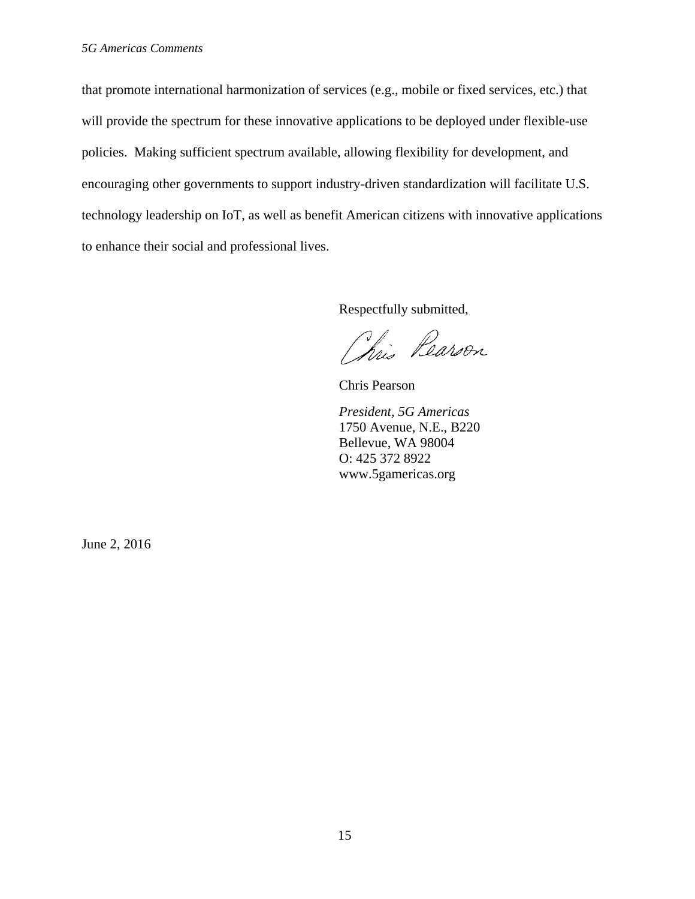that promote international harmonization of services (e.g., mobile or fixed services, etc.) that will provide the spectrum for these innovative applications to be deployed under flexible-use policies. Making sufficient spectrum available, allowing flexibility for development, and encouraging other governments to support industry-driven standardization will facilitate U.S. technology leadership on IoT, as well as benefit American citizens with innovative applications to enhance their social and professional lives.

Respectfully submitted,

Chris Pearson

*President, 5G Americas*
1750 Avenue, N.E., B220
Bellevue, WA 98004
O: 425 372 8922
www.5gamericas.org

June 2, 2016